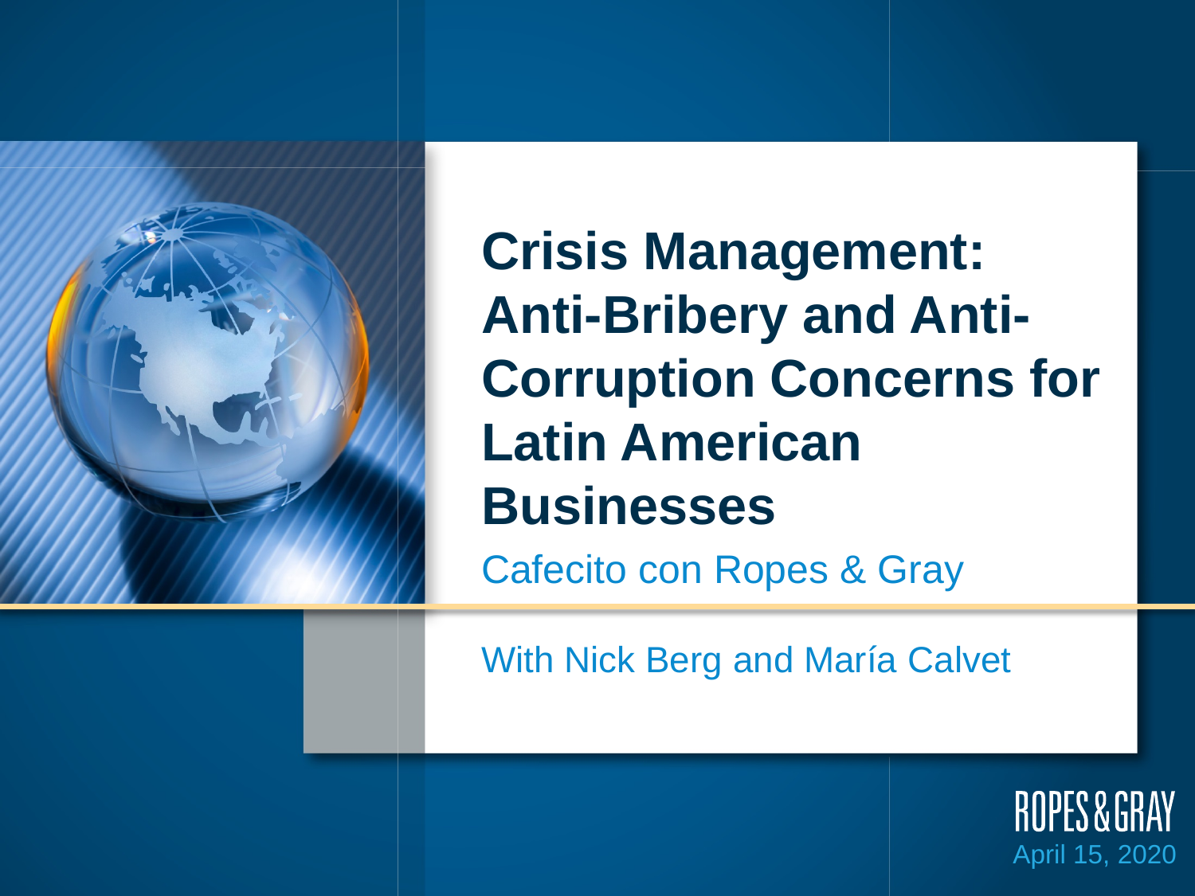# Crisis Management: Anti-Bribery and Anti-Corruption Concerns for Latin American Businesses

Cafecito con Ropes & Gray

With Nick Berg and María Calvet

ROPES & GRAY

April 15, 2020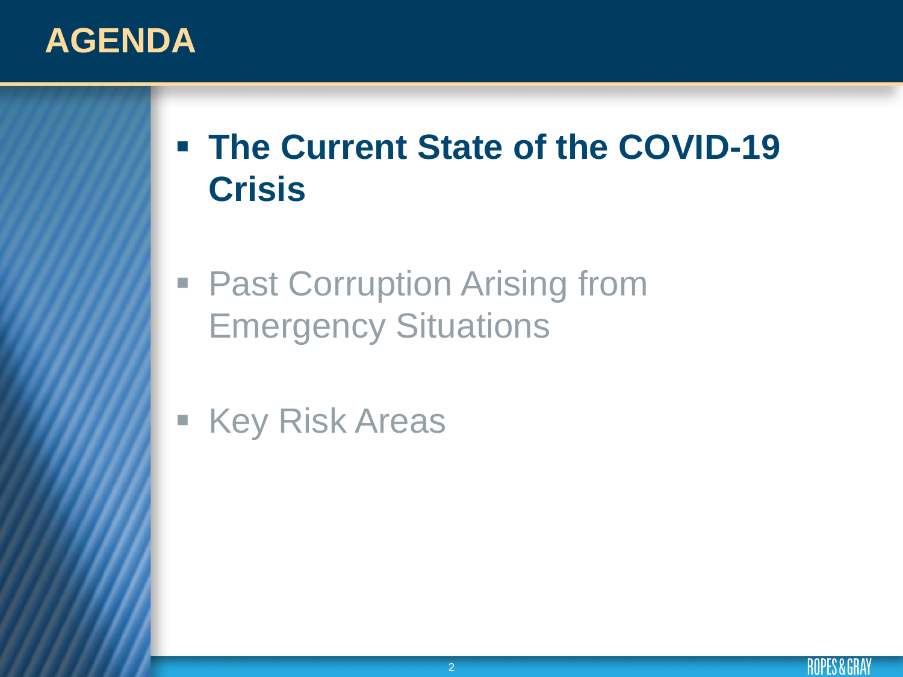# AGENDA

- **The Current State of the COVID-19 Crisis**
- Past Corruption Arising from Emergency Situations
- Key Risk Areas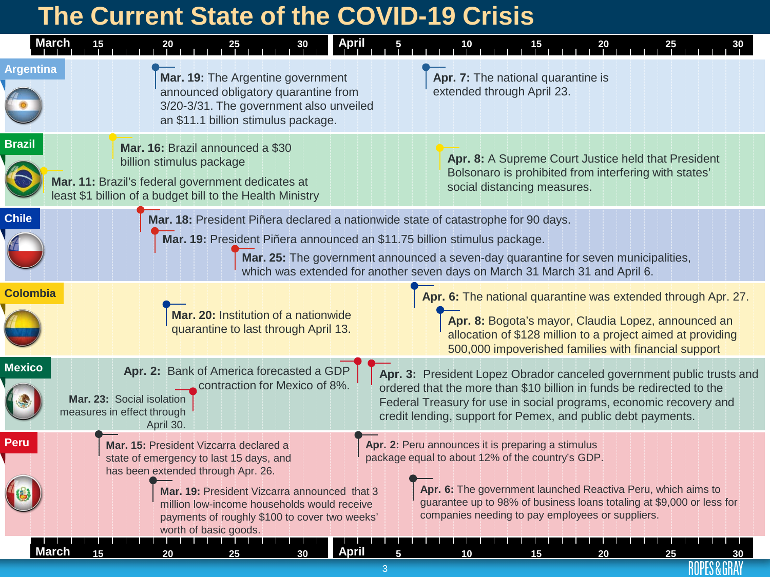# The Current State of the COVID-19 Crisis

## Argentina

- **Mar. 19:** The Argentine government announced obligatory quarantine from 3/20-3/31. The government also unveiled an $11.1 billion stimulus package.
- **Apr. 7:** The national quarantine is extended through April 23.

## Brazil

- **Mar. 11:** Brazil's federal government dedicates at least $1 billion of a budget bill to the Health Ministry
- **Mar. 16:** Brazil announced a $30 billion stimulus package
- **Apr. 8:** A Supreme Court Justice held that President Bolsonaro is prohibited from interfering with states' social distancing measures.

## Chile

- **Mar. 18:** President Piñera declared a nationwide state of catastrophe for 90 days.
- **Mar. 19:** President Piñera announced an $11.75 billion stimulus package.
- **Mar. 25:** The government announced a seven-day quarantine for seven municipalities, which was extended for another seven days on March 31 March 31 and April 6.

## Colombia

- **Mar. 20:** Institution of a nationwide quarantine to last through April 13.
- **Apr. 6:** The national quarantine was extended through Apr. 27.
- **Apr. 8:** Bogota's mayor, Claudia Lopez, announced an allocation of $128 million to a project aimed at providing 500,000 impoverished families with financial support

## Mexico

- **Mar. 23:** Social isolation measures in effect through April 30.
- **Apr. 2:** Bank of America forecasted a GDP contraction for Mexico of 8%.
- **Apr. 3:** President Lopez Obrador canceled government public trusts and ordered that the more than $10 billion in funds be redirected to the Federal Treasury for use in social programs, economic recovery and credit lending, support for Pemex, and public debt payments.

## Peru

- **Mar. 15:** President Vizcarra declared a state of emergency to last 15 days, and has been extended through Apr. 26.
- **Mar. 19:** President Vizcarra announced that 3 million low-income households would receive payments of roughly $100 to cover two weeks' worth of basic goods.
- **Apr. 2:** Peru announces it is preparing a stimulus package equal to about 12% of the country's GDP.
- **Apr. 6:** The government launched Reactiva Peru, which aims to guarantee up to 98% of business loans totaling at $9,000 or less for companies needing to pay employees or suppliers.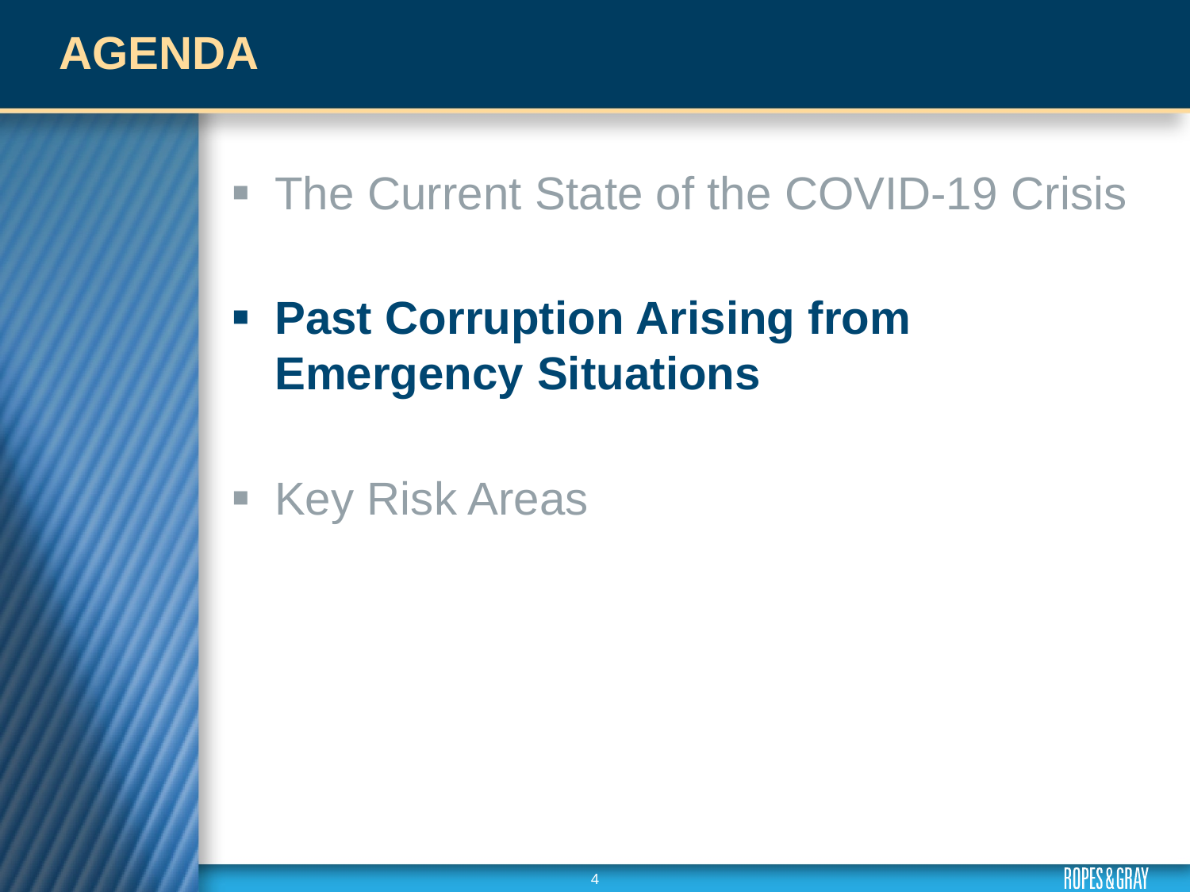# AGENDA

- The Current State of the COVID-19 Crisis
- **Past Corruption Arising from Emergency Situations**
- Key Risk Areas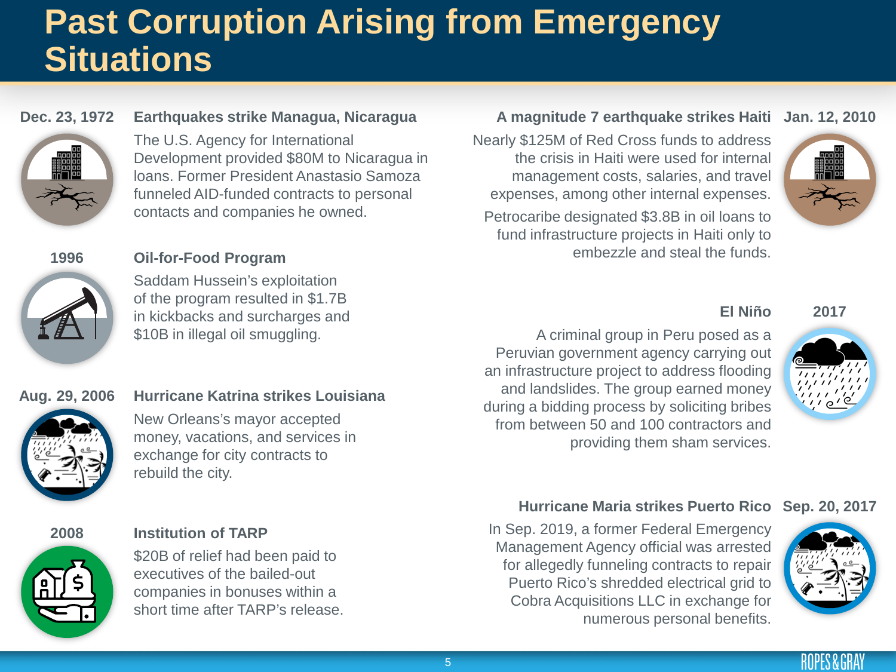# Past Corruption Arising from Emergency Situations

**Dec. 23, 1972**

### Earthquakes strike Managua, Nicaragua

The U.S. Agency for International Development provided $80M to Nicaragua in loans. Former President Anastasio Samoza funneled AID-funded contracts to personal contacts and companies he owned.

**1996**

### Oil-for-Food Program

Saddam Hussein's exploitation of the program resulted in $1.7B in kickbacks and surcharges and $10B in illegal oil smuggling.

**Aug. 29, 2006**

### Hurricane Katrina strikes Louisiana

New Orleans's mayor accepted money, vacations, and services in exchange for city contracts to rebuild the city.

**2008**

### Institution of TARP

$20B of relief had been paid to executives of the bailed-out companies in bonuses within a short time after TARP's release.

**Jan. 12, 2010**

### A magnitude 7 earthquake strikes Haiti

Nearly $125M of Red Cross funds to address the crisis in Haiti were used for internal management costs, salaries, and travel expenses, among other internal expenses.

Petrocaribe designated $3.8B in oil loans to fund infrastructure projects in Haiti only to embezzle and steal the funds.

**2017**

### El Niño

A criminal group in Peru posed as a Peruvian government agency carrying out an infrastructure project to address flooding and landslides. The group earned money during a bidding process by soliciting bribes from between 50 and 100 contractors and providing them sham services.

**Sep. 20, 2017**

### Hurricane Maria strikes Puerto Rico

In Sep. 2019, a former Federal Emergency Management Agency official was arrested for allegedly funneling contracts to repair Puerto Rico's shredded electrical grid to Cobra Acquisitions LLC in exchange for numerous personal benefits.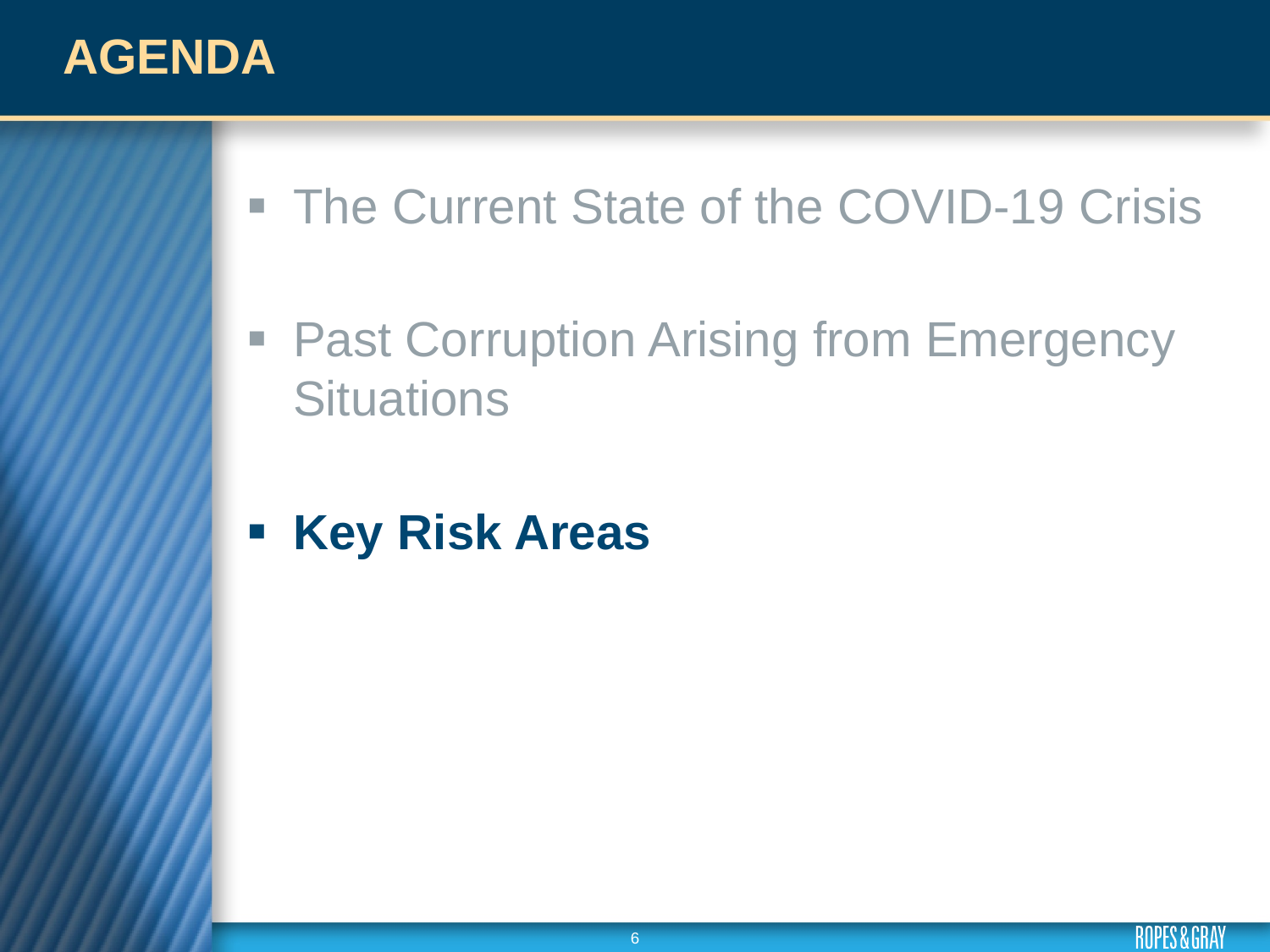# AGENDA

- The Current State of the COVID-19 Crisis
- Past Corruption Arising from Emergency Situations
- **Key Risk Areas**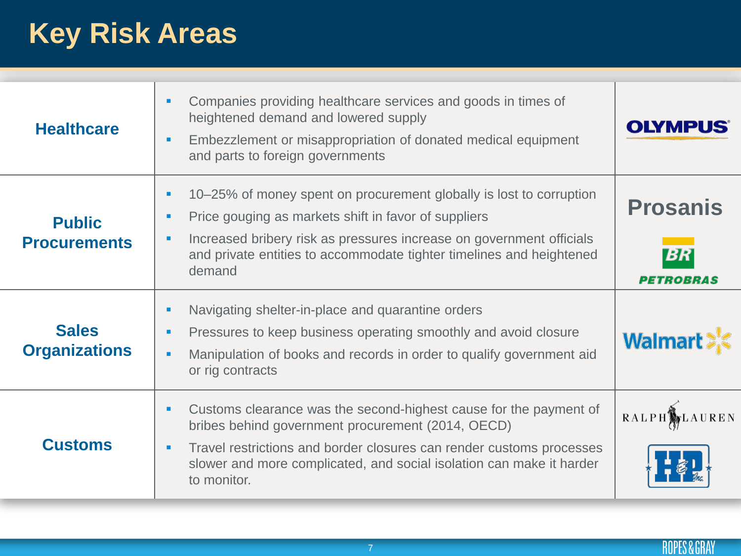# Key Risk Areas

| Risk Area | Description | Examples |
|---|---|---|
| **Healthcare** | ▪ Companies providing healthcare services and goods in times of heightened demand and lowered supply<br>▪ Embezzlement or misappropriation of donated medical equipment and parts to foreign governments | OLYMPUS |
| **Public Procurements** | ▪ 10–25% of money spent on procurement globally is lost to corruption<br>▪ Price gouging as markets shift in favor of suppliers<br>▪ Increased bribery risk as pressures increase on government officials and private entities to accommodate tighter timelines and heightened demand | Prosanis<br>BR PETROBRAS |
| **Sales Organizations** | ▪ Navigating shelter-in-place and quarantine orders<br>▪ Pressures to keep business operating smoothly and avoid closure<br>▪ Manipulation of books and records in order to qualify government aid or rig contracts | Walmart |
| **Customs** | ▪ Customs clearance was the second-highest cause for the payment of bribes behind government procurement (2014, OECD)<br>▪ Travel restrictions and border closures can render customs processes slower and more complicated, and social isolation can make it harder to monitor. | RALPH LAUREN<br>H&P Inc. |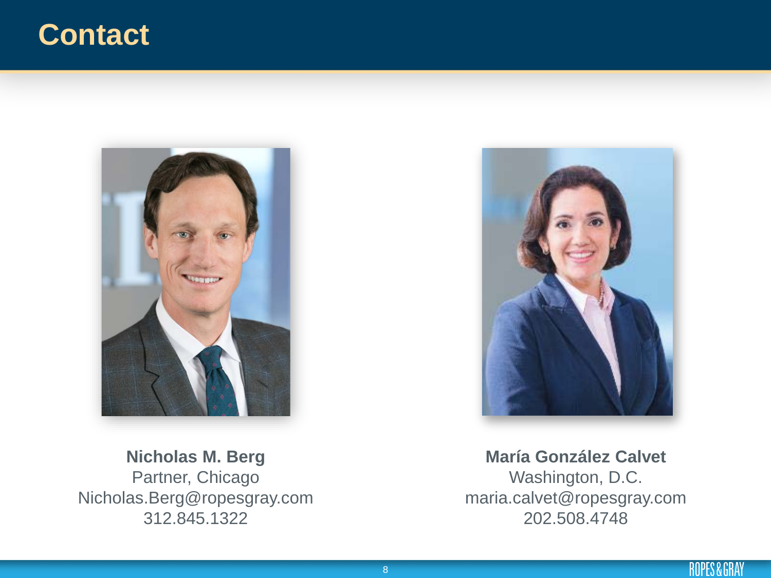# Contact

**Nicholas M. Berg**
Partner, Chicago
Nicholas.Berg@ropesgray.com
312.845.1322

**María González Calvet**
Washington, D.C.
maria.calvet@ropesgray.com
202.508.4748